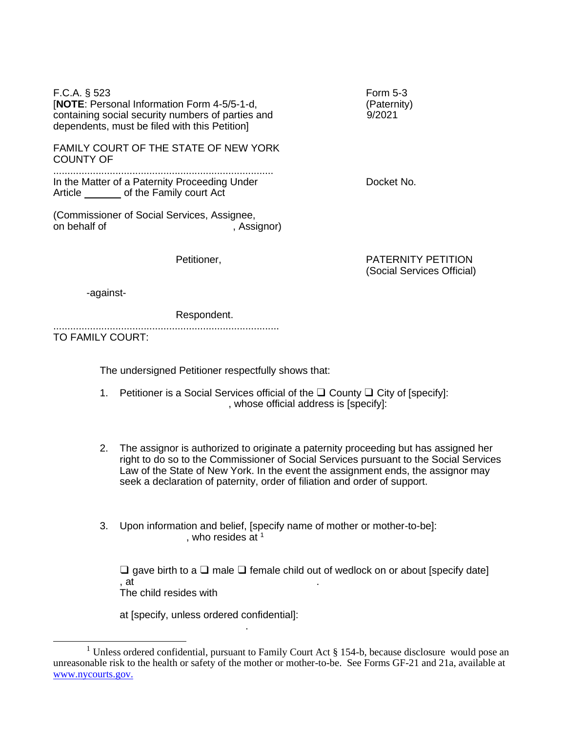F.C.A. § 523
[**NOTE**: Personal Information Form 4-5/5-1-d, containing social security numbers of parties and dependents, must be filed with this Petition]

Form 5-3
(Paternity)
9/2021

FAMILY COURT OF THE STATE OF NEW YORK
COUNTY OF

..............................................................................

In the Matter of a Paternity Proceeding Under Article _______ of the Family court Act

(Commissioner of Social Services, Assignee, on behalf of                                        , Assignor)

Petitioner,

-against-

Respondent.

..............................................................................

Docket No.

**PATERNITY PETITION**
**(Social Services Official)**

TO FAMILY COURT:

The undersigned Petitioner respectfully shows that:

1. Petitioner is a Social Services official of the ❑ County ❑ City of [specify]:                                        , whose official address is [specify]:

2. The assignor is authorized to originate a paternity proceeding but has assigned her right to do so to the Commissioner of Social Services pursuant to the Social Services Law of the State of New York. In the event the assignment ends, the assignor may seek a declaration of paternity, order of filiation and order of support.

3. Upon information and belief, [specify name of mother or mother-to-be]:                                        , who resides at [1]

   ❑ gave birth to a ❑ male ❑ female child out of wedlock on or about [specify date]                                        , at                                        .
   The child resides with

   at [specify, unless ordered confidential]:
                                        .

---

[1] Unless ordered confidential, pursuant to Family Court Act § 154-b, because disclosure would pose an unreasonable risk to the health or safety of the mother or mother-to-be. See Forms GF-21 and 21a, available at www.nycourts.gov.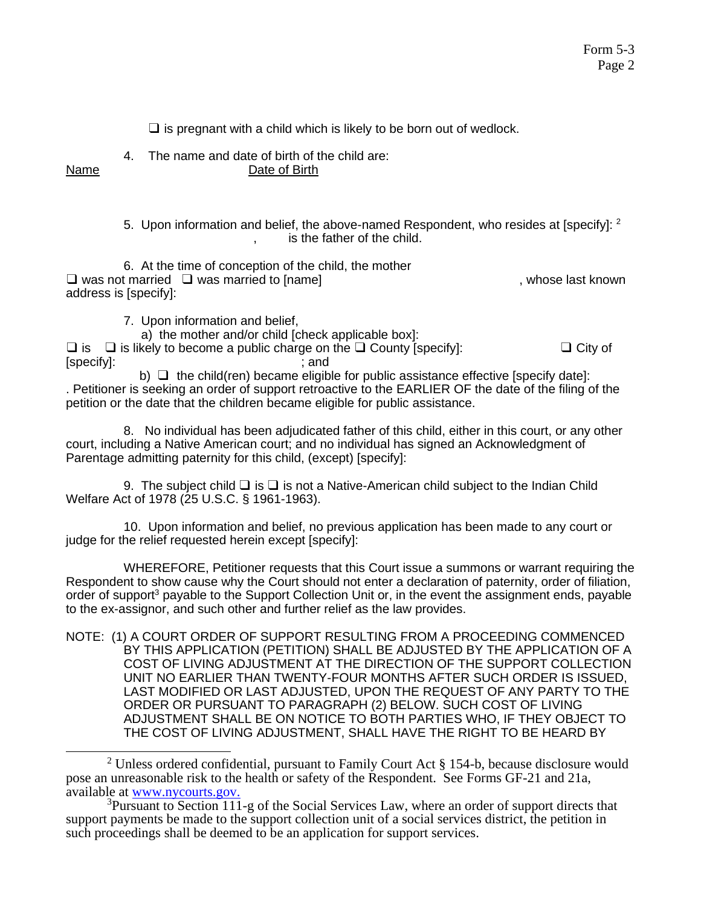❑ is pregnant with a child which is likely to be born out of wedlock.

4. The name and date of birth of the child are:

| Name | Date of Birth |
|---|---|
| | |

5. Upon information and belief, the above-named Respondent, who resides at [specify]: [2] , is the father of the child.

6. At the time of conception of the child, the mother ❑ was not married ❑ was married to [name] , whose last known address is [specify]:

7. Upon information and belief,

a) the mother and/or child [check applicable box]:
❑ is ❑ is likely to become a public charge on the ❑ County [specify]: ❑ City of [specify]: ; and

b) ❑ the child(ren) became eligible for public assistance effective [specify date]: . Petitioner is seeking an order of support retroactive to the EARLIER OF the date of the filing of the petition or the date that the children became eligible for public assistance.

8. No individual has been adjudicated father of this child, either in this court, or any other court, including a Native American court; and no individual has signed an Acknowledgment of Parentage admitting paternity for this child, (except) [specify]:

9. The subject child ❑ is ❑ is not a Native-American child subject to the Indian Child Welfare Act of 1978 (25 U.S.C. § 1961-1963).

10. Upon information and belief, no previous application has been made to any court or judge for the relief requested herein except [specify]:

WHEREFORE, Petitioner requests that this Court issue a summons or warrant requiring the Respondent to show cause why the Court should not enter a declaration of paternity, order of filiation, order of support[3] payable to the Support Collection Unit or, in the event the assignment ends, payable to the ex-assignor, and such other and further relief as the law provides.

NOTE: (1) A COURT ORDER OF SUPPORT RESULTING FROM A PROCEEDING COMMENCED BY THIS APPLICATION (PETITION) SHALL BE ADJUSTED BY THE APPLICATION OF A COST OF LIVING ADJUSTMENT AT THE DIRECTION OF THE SUPPORT COLLECTION UNIT NO EARLIER THAN TWENTY-FOUR MONTHS AFTER SUCH ORDER IS ISSUED, LAST MODIFIED OR LAST ADJUSTED, UPON THE REQUEST OF ANY PARTY TO THE ORDER OR PURSUANT TO PARAGRAPH (2) BELOW. SUCH COST OF LIVING ADJUSTMENT SHALL BE ON NOTICE TO BOTH PARTIES WHO, IF THEY OBJECT TO THE COST OF LIVING ADJUSTMENT, SHALL HAVE THE RIGHT TO BE HEARD BY

---

[2] Unless ordered confidential, pursuant to Family Court Act § 154-b, because disclosure would pose an unreasonable risk to the health or safety of the Respondent. See Forms GF-21 and 21a, available at www.nycourts.gov.

[3] Pursuant to Section 111-g of the Social Services Law, where an order of support directs that support payments be made to the support collection unit of a social services district, the petition in such proceedings shall be deemed to be an application for support services.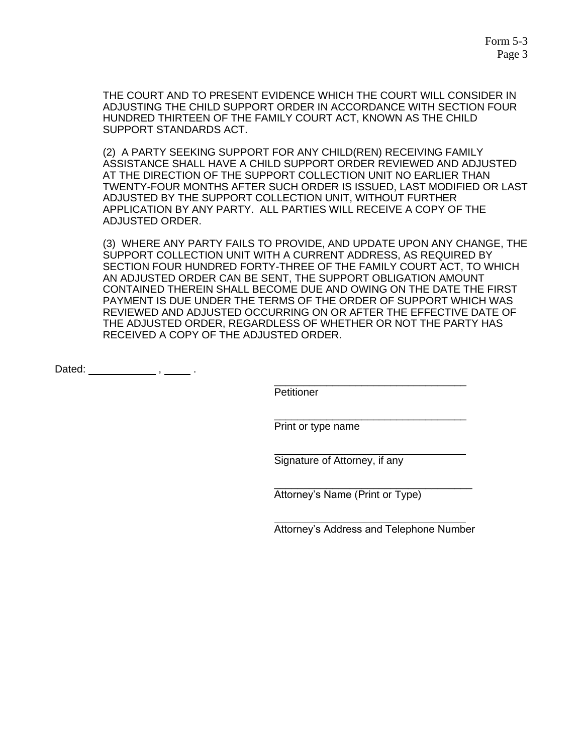THE COURT AND TO PRESENT EVIDENCE WHICH THE COURT WILL CONSIDER IN ADJUSTING THE CHILD SUPPORT ORDER IN ACCORDANCE WITH SECTION FOUR HUNDRED THIRTEEN OF THE FAMILY COURT ACT, KNOWN AS THE CHILD SUPPORT STANDARDS ACT.

(2) A PARTY SEEKING SUPPORT FOR ANY CHILD(REN) RECEIVING FAMILY ASSISTANCE SHALL HAVE A CHILD SUPPORT ORDER REVIEWED AND ADJUSTED AT THE DIRECTION OF THE SUPPORT COLLECTION UNIT NO EARLIER THAN TWENTY-FOUR MONTHS AFTER SUCH ORDER IS ISSUED, LAST MODIFIED OR LAST ADJUSTED BY THE SUPPORT COLLECTION UNIT, WITHOUT FURTHER APPLICATION BY ANY PARTY. ALL PARTIES WILL RECEIVE A COPY OF THE ADJUSTED ORDER.

(3) WHERE ANY PARTY FAILS TO PROVIDE, AND UPDATE UPON ANY CHANGE, THE SUPPORT COLLECTION UNIT WITH A CURRENT ADDRESS, AS REQUIRED BY SECTION FOUR HUNDRED FORTY-THREE OF THE FAMILY COURT ACT, TO WHICH AN ADJUSTED ORDER CAN BE SENT, THE SUPPORT OBLIGATION AMOUNT CONTAINED THEREIN SHALL BECOME DUE AND OWING ON THE DATE THE FIRST PAYMENT IS DUE UNDER THE TERMS OF THE ORDER OF SUPPORT WHICH WAS REVIEWED AND ADJUSTED OCCURRING ON OR AFTER THE EFFECTIVE DATE OF THE ADJUSTED ORDER, REGARDLESS OF WHETHER OR NOT THE PARTY HAS RECEIVED A COPY OF THE ADJUSTED ORDER.

Dated: ____________ , _____ .

_________________________________
Petitioner

_________________________________
Print or type name

_________________________________
Signature of Attorney, if any

_________________________________
Attorney's Name (Print or Type)

_________________________________
Attorney's Address and Telephone Number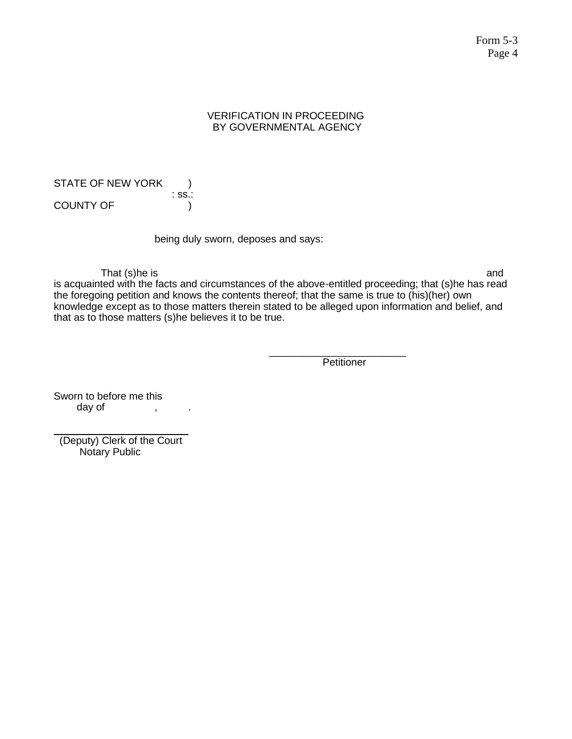Form 5-3

# VERIFICATION IN PROCEEDING BY GOVERNMENTAL AGENCY

STATE OF NEW YORK )
: ss.:
COUNTY OF )

being duly sworn, deposes and says:

That (s)he is and is acquainted with the facts and circumstances of the above-entitled proceeding; that (s)he has read the foregoing petition and knows the contents thereof; that the same is true to (his)(her) own knowledge except as to those matters therein stated to be alleged upon information and belief, and that as to those matters (s)he believes it to be true.

_______________________
Petitioner

Sworn to before me this
day of , .

_______________________
(Deputy) Clerk of the Court
Notary Public